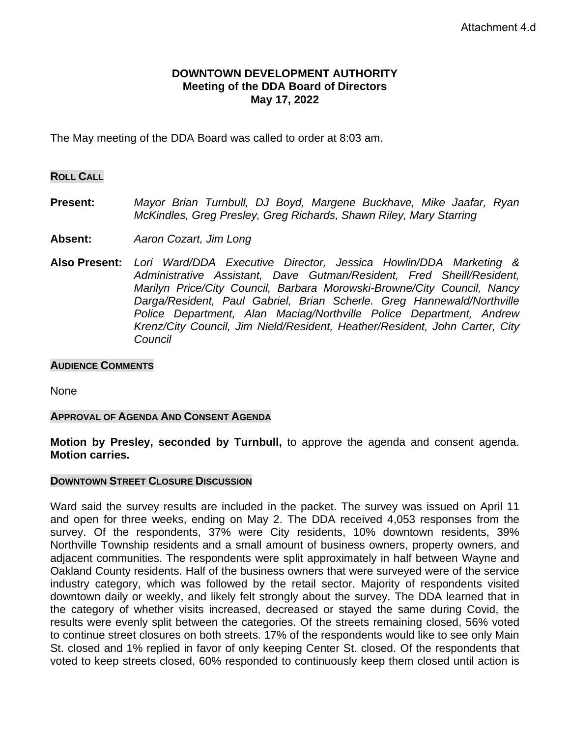Attachment 4.d

**DOWNTOWN DEVELOPMENT AUTHORITY**
**Meeting of the DDA Board of Directors**
**May 17, 2022**

The May meeting of the DDA Board was called to order at 8:03 am.

## ROLL CALL

**Present:** *Mayor Brian Turnbull, DJ Boyd, Margene Buckhave, Mike Jaafar, Ryan McKindles, Greg Presley, Greg Richards, Shawn Riley, Mary Starring*

**Absent:** *Aaron Cozart, Jim Long*

**Also Present:** *Lori Ward/DDA Executive Director, Jessica Howlin/DDA Marketing & Administrative Assistant, Dave Gutman/Resident, Fred Sheill/Resident, Marilyn Price/City Council, Barbara Morowski-Browne/City Council, Nancy Darga/Resident, Paul Gabriel, Brian Scherle. Greg Hannewald/Northville Police Department, Alan Maciag/Northville Police Department, Andrew Krenz/City Council, Jim Nield/Resident, Heather/Resident, John Carter, City Council*

## AUDIENCE COMMENTS

None

## APPROVAL OF AGENDA AND CONSENT AGENDA

**Motion by Presley, seconded by Turnbull,** to approve the agenda and consent agenda. **Motion carries.**

## DOWNTOWN STREET CLOSURE DISCUSSION

Ward said the survey results are included in the packet. The survey was issued on April 11 and open for three weeks, ending on May 2. The DDA received 4,053 responses from the survey. Of the respondents, 37% were City residents, 10% downtown residents, 39% Northville Township residents and a small amount of business owners, property owners, and adjacent communities. The respondents were split approximately in half between Wayne and Oakland County residents. Half of the business owners that were surveyed were of the service industry category, which was followed by the retail sector. Majority of respondents visited downtown daily or weekly, and likely felt strongly about the survey. The DDA learned that in the category of whether visits increased, decreased or stayed the same during Covid, the results were evenly split between the categories. Of the streets remaining closed, 56% voted to continue street closures on both streets. 17% of the respondents would like to see only Main St. closed and 1% replied in favor of only keeping Center St. closed. Of the respondents that voted to keep streets closed, 60% responded to continuously keep them closed until action is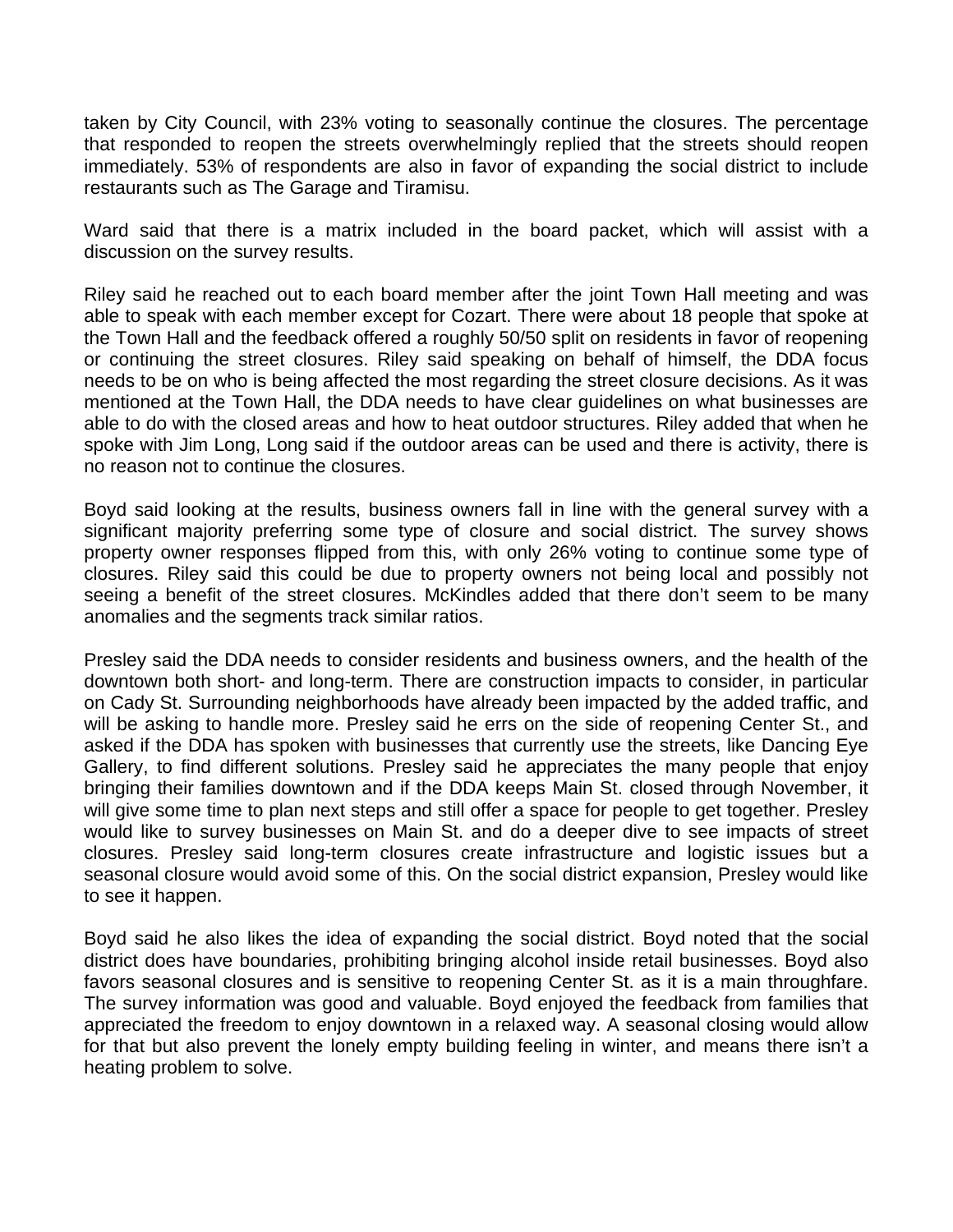taken by City Council, with 23% voting to seasonally continue the closures. The percentage that responded to reopen the streets overwhelmingly replied that the streets should reopen immediately. 53% of respondents are also in favor of expanding the social district to include restaurants such as The Garage and Tiramisu.

Ward said that there is a matrix included in the board packet, which will assist with a discussion on the survey results.

Riley said he reached out to each board member after the joint Town Hall meeting and was able to speak with each member except for Cozart. There were about 18 people that spoke at the Town Hall and the feedback offered a roughly 50/50 split on residents in favor of reopening or continuing the street closures. Riley said speaking on behalf of himself, the DDA focus needs to be on who is being affected the most regarding the street closure decisions. As it was mentioned at the Town Hall, the DDA needs to have clear guidelines on what businesses are able to do with the closed areas and how to heat outdoor structures. Riley added that when he spoke with Jim Long, Long said if the outdoor areas can be used and there is activity, there is no reason not to continue the closures.

Boyd said looking at the results, business owners fall in line with the general survey with a significant majority preferring some type of closure and social district. The survey shows property owner responses flipped from this, with only 26% voting to continue some type of closures. Riley said this could be due to property owners not being local and possibly not seeing a benefit of the street closures. McKindles added that there don't seem to be many anomalies and the segments track similar ratios.

Presley said the DDA needs to consider residents and business owners, and the health of the downtown both short- and long-term. There are construction impacts to consider, in particular on Cady St. Surrounding neighborhoods have already been impacted by the added traffic, and will be asking to handle more. Presley said he errs on the side of reopening Center St., and asked if the DDA has spoken with businesses that currently use the streets, like Dancing Eye Gallery, to find different solutions. Presley said he appreciates the many people that enjoy bringing their families downtown and if the DDA keeps Main St. closed through November, it will give some time to plan next steps and still offer a space for people to get together. Presley would like to survey businesses on Main St. and do a deeper dive to see impacts of street closures. Presley said long-term closures create infrastructure and logistic issues but a seasonal closure would avoid some of this. On the social district expansion, Presley would like to see it happen.

Boyd said he also likes the idea of expanding the social district. Boyd noted that the social district does have boundaries, prohibiting bringing alcohol inside retail businesses. Boyd also favors seasonal closures and is sensitive to reopening Center St. as it is a main throughfare. The survey information was good and valuable. Boyd enjoyed the feedback from families that appreciated the freedom to enjoy downtown in a relaxed way. A seasonal closing would allow for that but also prevent the lonely empty building feeling in winter, and means there isn't a heating problem to solve.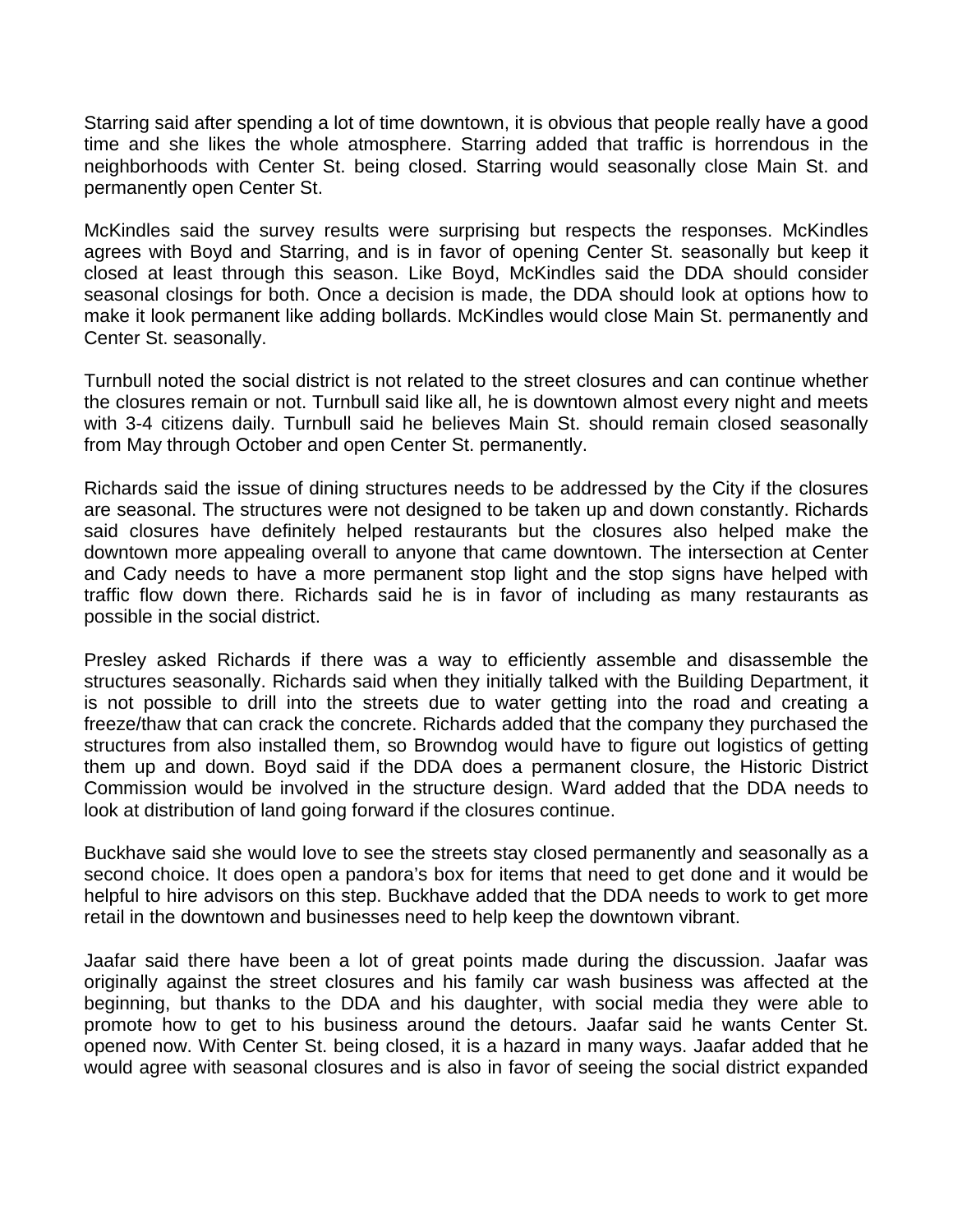Starring said after spending a lot of time downtown, it is obvious that people really have a good time and she likes the whole atmosphere. Starring added that traffic is horrendous in the neighborhoods with Center St. being closed. Starring would seasonally close Main St. and permanently open Center St.

McKindles said the survey results were surprising but respects the responses. McKindles agrees with Boyd and Starring, and is in favor of opening Center St. seasonally but keep it closed at least through this season. Like Boyd, McKindles said the DDA should consider seasonal closings for both. Once a decision is made, the DDA should look at options how to make it look permanent like adding bollards. McKindles would close Main St. permanently and Center St. seasonally.

Turnbull noted the social district is not related to the street closures and can continue whether the closures remain or not. Turnbull said like all, he is downtown almost every night and meets with 3-4 citizens daily. Turnbull said he believes Main St. should remain closed seasonally from May through October and open Center St. permanently.

Richards said the issue of dining structures needs to be addressed by the City if the closures are seasonal. The structures were not designed to be taken up and down constantly. Richards said closures have definitely helped restaurants but the closures also helped make the downtown more appealing overall to anyone that came downtown. The intersection at Center and Cady needs to have a more permanent stop light and the stop signs have helped with traffic flow down there. Richards said he is in favor of including as many restaurants as possible in the social district.

Presley asked Richards if there was a way to efficiently assemble and disassemble the structures seasonally. Richards said when they initially talked with the Building Department, it is not possible to drill into the streets due to water getting into the road and creating a freeze/thaw that can crack the concrete. Richards added that the company they purchased the structures from also installed them, so Browndog would have to figure out logistics of getting them up and down. Boyd said if the DDA does a permanent closure, the Historic District Commission would be involved in the structure design. Ward added that the DDA needs to look at distribution of land going forward if the closures continue.

Buckhave said she would love to see the streets stay closed permanently and seasonally as a second choice. It does open a pandora's box for items that need to get done and it would be helpful to hire advisors on this step. Buckhave added that the DDA needs to work to get more retail in the downtown and businesses need to help keep the downtown vibrant.

Jaafar said there have been a lot of great points made during the discussion. Jaafar was originally against the street closures and his family car wash business was affected at the beginning, but thanks to the DDA and his daughter, with social media they were able to promote how to get to his business around the detours. Jaafar said he wants Center St. opened now. With Center St. being closed, it is a hazard in many ways. Jaafar added that he would agree with seasonal closures and is also in favor of seeing the social district expanded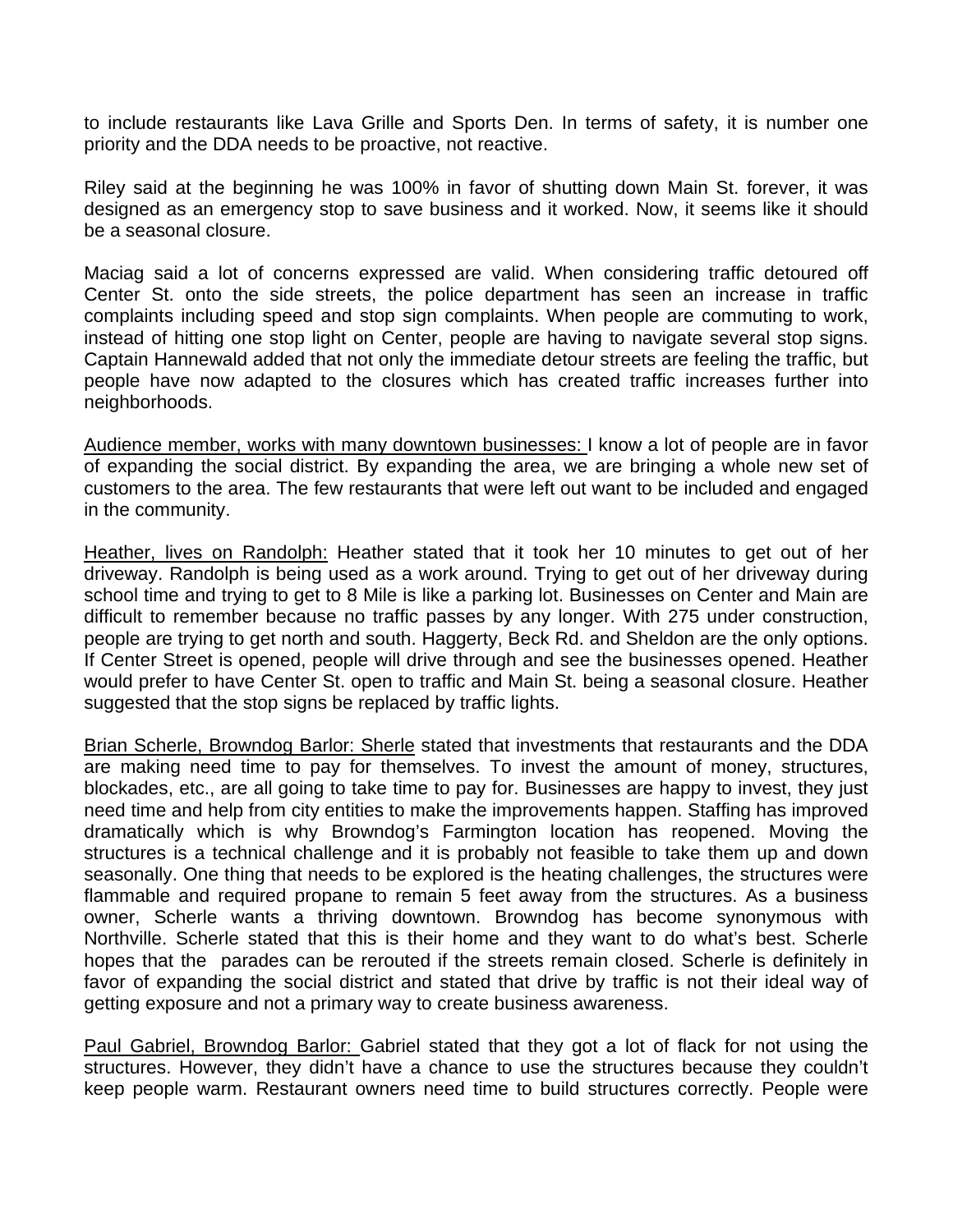to include restaurants like Lava Grille and Sports Den. In terms of safety, it is number one priority and the DDA needs to be proactive, not reactive.

Riley said at the beginning he was 100% in favor of shutting down Main St. forever, it was designed as an emergency stop to save business and it worked. Now, it seems like it should be a seasonal closure.

Maciag said a lot of concerns expressed are valid. When considering traffic detoured off Center St. onto the side streets, the police department has seen an increase in traffic complaints including speed and stop sign complaints. When people are commuting to work, instead of hitting one stop light on Center, people are having to navigate several stop signs. Captain Hannewald added that not only the immediate detour streets are feeling the traffic, but people have now adapted to the closures which has created traffic increases further into neighborhoods.

<u>Audience member, works with many downtown businesses:</u> I know a lot of people are in favor of expanding the social district. By expanding the area, we are bringing a whole new set of customers to the area. The few restaurants that were left out want to be included and engaged in the community.

<u>Heather, lives on Randolph:</u> Heather stated that it took her 10 minutes to get out of her driveway. Randolph is being used as a work around. Trying to get out of her driveway during school time and trying to get to 8 Mile is like a parking lot. Businesses on Center and Main are difficult to remember because no traffic passes by any longer. With 275 under construction, people are trying to get north and south. Haggerty, Beck Rd. and Sheldon are the only options. If Center Street is opened, people will drive through and see the businesses opened. Heather would prefer to have Center St. open to traffic and Main St. being a seasonal closure. Heather suggested that the stop signs be replaced by traffic lights.

<u>Brian Scherle, Browndog Barlor: Sherle</u> stated that investments that restaurants and the DDA are making need time to pay for themselves. To invest the amount of money, structures, blockades, etc., are all going to take time to pay for. Businesses are happy to invest, they just need time and help from city entities to make the improvements happen. Staffing has improved dramatically which is why Browndog's Farmington location has reopened. Moving the structures is a technical challenge and it is probably not feasible to take them up and down seasonally. One thing that needs to be explored is the heating challenges, the structures were flammable and required propane to remain 5 feet away from the structures. As a business owner, Scherle wants a thriving downtown. Browndog has become synonymous with Northville. Scherle stated that this is their home and they want to do what's best. Scherle hopes that the parades can be rerouted if the streets remain closed. Scherle is definitely in favor of expanding the social district and stated that drive by traffic is not their ideal way of getting exposure and not a primary way to create business awareness.

<u>Paul Gabriel, Browndog Barlor:</u> Gabriel stated that they got a lot of flack for not using the structures. However, they didn't have a chance to use the structures because they couldn't keep people warm. Restaurant owners need time to build structures correctly. People were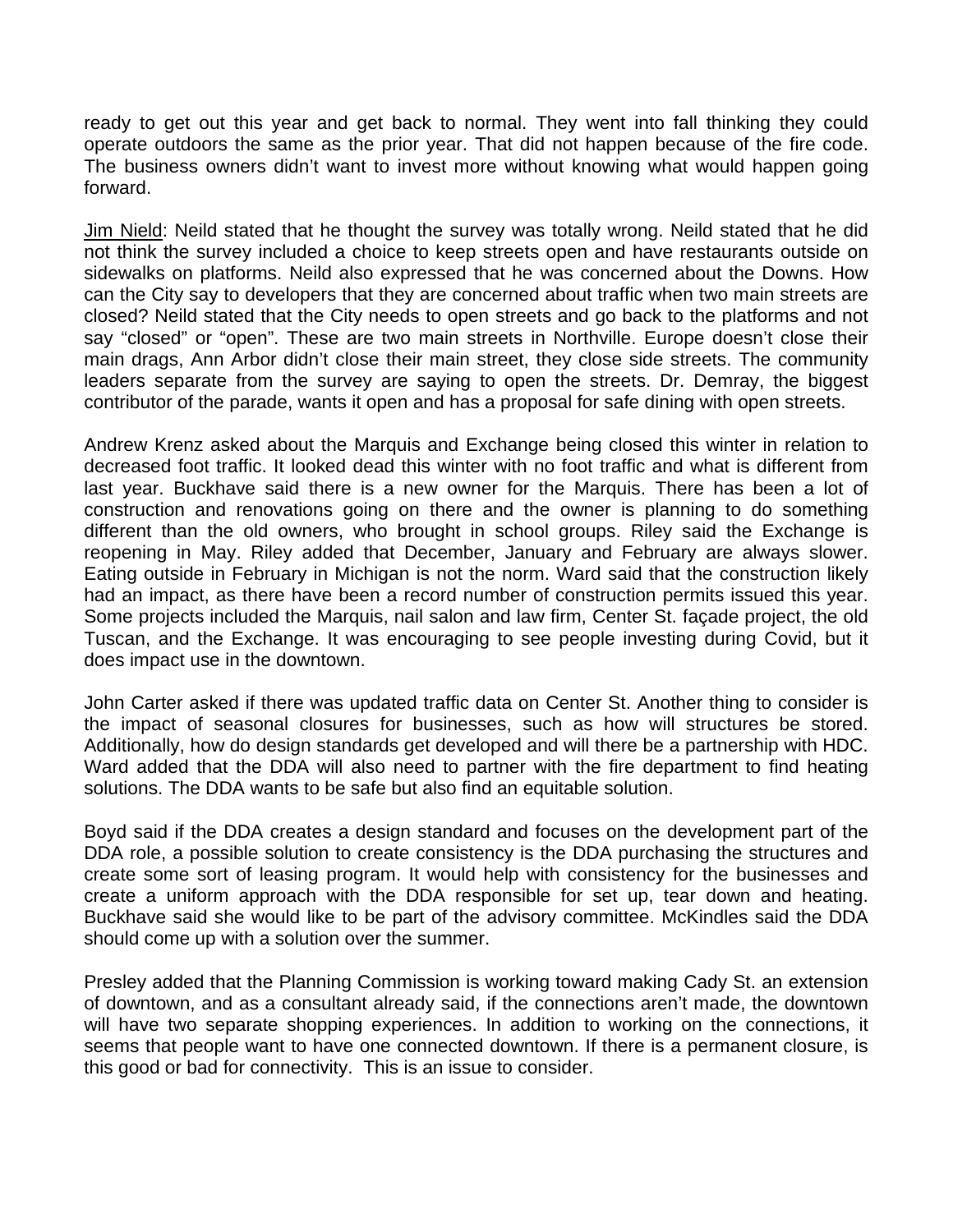ready to get out this year and get back to normal. They went into fall thinking they could operate outdoors the same as the prior year. That did not happen because of the fire code. The business owners didn't want to invest more without knowing what would happen going forward.

<u>Jim Nield</u>: Neild stated that he thought the survey was totally wrong. Neild stated that he did not think the survey included a choice to keep streets open and have restaurants outside on sidewalks on platforms. Neild also expressed that he was concerned about the Downs. How can the City say to developers that they are concerned about traffic when two main streets are closed? Neild stated that the City needs to open streets and go back to the platforms and not say "closed" or "open". These are two main streets in Northville. Europe doesn't close their main drags, Ann Arbor didn't close their main street, they close side streets. The community leaders separate from the survey are saying to open the streets. Dr. Demray, the biggest contributor of the parade, wants it open and has a proposal for safe dining with open streets.

Andrew Krenz asked about the Marquis and Exchange being closed this winter in relation to decreased foot traffic. It looked dead this winter with no foot traffic and what is different from last year. Buckhave said there is a new owner for the Marquis. There has been a lot of construction and renovations going on there and the owner is planning to do something different than the old owners, who brought in school groups. Riley said the Exchange is reopening in May. Riley added that December, January and February are always slower. Eating outside in February in Michigan is not the norm. Ward said that the construction likely had an impact, as there have been a record number of construction permits issued this year. Some projects included the Marquis, nail salon and law firm, Center St. façade project, the old Tuscan, and the Exchange. It was encouraging to see people investing during Covid, but it does impact use in the downtown.

John Carter asked if there was updated traffic data on Center St. Another thing to consider is the impact of seasonal closures for businesses, such as how will structures be stored. Additionally, how do design standards get developed and will there be a partnership with HDC. Ward added that the DDA will also need to partner with the fire department to find heating solutions. The DDA wants to be safe but also find an equitable solution.

Boyd said if the DDA creates a design standard and focuses on the development part of the DDA role, a possible solution to create consistency is the DDA purchasing the structures and create some sort of leasing program. It would help with consistency for the businesses and create a uniform approach with the DDA responsible for set up, tear down and heating. Buckhave said she would like to be part of the advisory committee. McKindles said the DDA should come up with a solution over the summer.

Presley added that the Planning Commission is working toward making Cady St. an extension of downtown, and as a consultant already said, if the connections aren't made, the downtown will have two separate shopping experiences. In addition to working on the connections, it seems that people want to have one connected downtown. If there is a permanent closure, is this good or bad for connectivity. This is an issue to consider.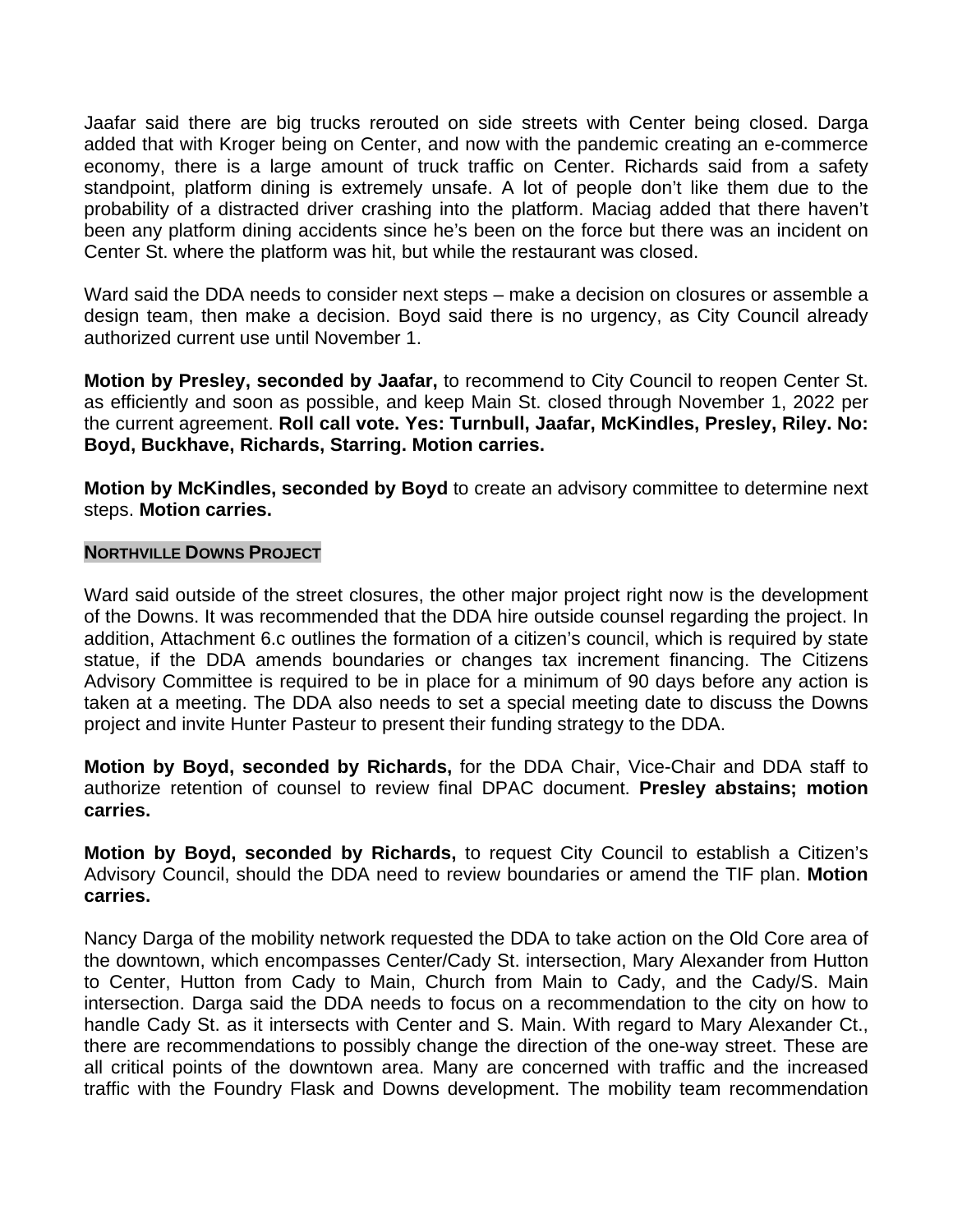Jaafar said there are big trucks rerouted on side streets with Center being closed. Darga added that with Kroger being on Center, and now with the pandemic creating an e-commerce economy, there is a large amount of truck traffic on Center. Richards said from a safety standpoint, platform dining is extremely unsafe. A lot of people don't like them due to the probability of a distracted driver crashing into the platform. Maciag added that there haven't been any platform dining accidents since he's been on the force but there was an incident on Center St. where the platform was hit, but while the restaurant was closed.

Ward said the DDA needs to consider next steps – make a decision on closures or assemble a design team, then make a decision. Boyd said there is no urgency, as City Council already authorized current use until November 1.

**Motion by Presley, seconded by Jaafar,** to recommend to City Council to reopen Center St. as efficiently and soon as possible, and keep Main St. closed through November 1, 2022 per the current agreement. **Roll call vote. Yes: Turnbull, Jaafar, McKindles, Presley, Riley. No: Boyd, Buckhave, Richards, Starring. Motion carries.**

**Motion by McKindles, seconded by Boyd** to create an advisory committee to determine next steps. **Motion carries.**

## NORTHVILLE DOWNS PROJECT

Ward said outside of the street closures, the other major project right now is the development of the Downs. It was recommended that the DDA hire outside counsel regarding the project. In addition, Attachment 6.c outlines the formation of a citizen's council, which is required by state statue, if the DDA amends boundaries or changes tax increment financing. The Citizens Advisory Committee is required to be in place for a minimum of 90 days before any action is taken at a meeting. The DDA also needs to set a special meeting date to discuss the Downs project and invite Hunter Pasteur to present their funding strategy to the DDA.

**Motion by Boyd, seconded by Richards,** for the DDA Chair, Vice-Chair and DDA staff to authorize retention of counsel to review final DPAC document. **Presley abstains; motion carries.**

**Motion by Boyd, seconded by Richards,** to request City Council to establish a Citizen's Advisory Council, should the DDA need to review boundaries or amend the TIF plan. **Motion carries.**

Nancy Darga of the mobility network requested the DDA to take action on the Old Core area of the downtown, which encompasses Center/Cady St. intersection, Mary Alexander from Hutton to Center, Hutton from Cady to Main, Church from Main to Cady, and the Cady/S. Main intersection. Darga said the DDA needs to focus on a recommendation to the city on how to handle Cady St. as it intersects with Center and S. Main. With regard to Mary Alexander Ct., there are recommendations to possibly change the direction of the one-way street. These are all critical points of the downtown area. Many are concerned with traffic and the increased traffic with the Foundry Flask and Downs development. The mobility team recommendation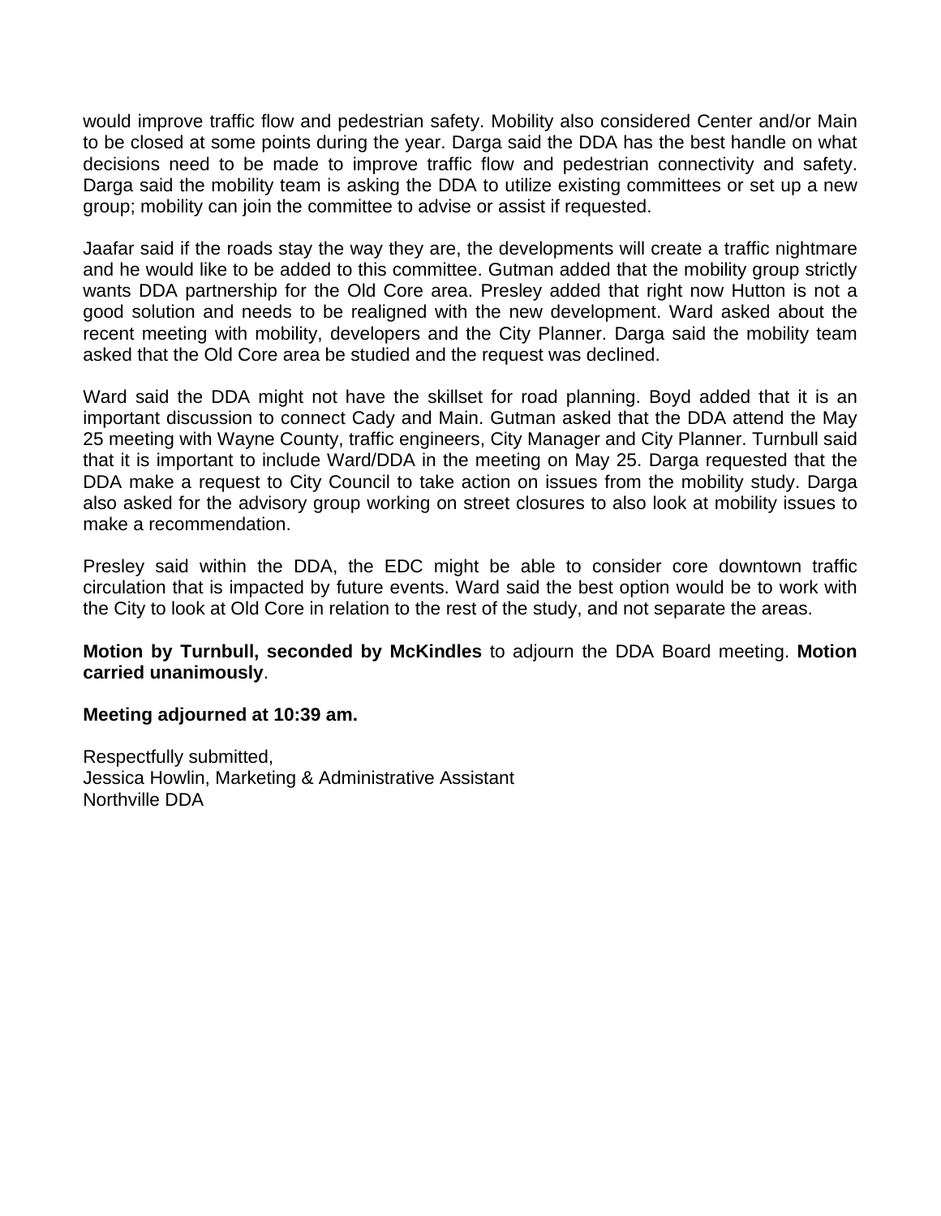would improve traffic flow and pedestrian safety. Mobility also considered Center and/or Main to be closed at some points during the year. Darga said the DDA has the best handle on what decisions need to be made to improve traffic flow and pedestrian connectivity and safety. Darga said the mobility team is asking the DDA to utilize existing committees or set up a new group; mobility can join the committee to advise or assist if requested.

Jaafar said if the roads stay the way they are, the developments will create a traffic nightmare and he would like to be added to this committee. Gutman added that the mobility group strictly wants DDA partnership for the Old Core area. Presley added that right now Hutton is not a good solution and needs to be realigned with the new development. Ward asked about the recent meeting with mobility, developers and the City Planner. Darga said the mobility team asked that the Old Core area be studied and the request was declined.

Ward said the DDA might not have the skillset for road planning. Boyd added that it is an important discussion to connect Cady and Main. Gutman asked that the DDA attend the May 25 meeting with Wayne County, traffic engineers, City Manager and City Planner. Turnbull said that it is important to include Ward/DDA in the meeting on May 25. Darga requested that the DDA make a request to City Council to take action on issues from the mobility study. Darga also asked for the advisory group working on street closures to also look at mobility issues to make a recommendation.

Presley said within the DDA, the EDC might be able to consider core downtown traffic circulation that is impacted by future events. Ward said the best option would be to work with the City to look at Old Core in relation to the rest of the study, and not separate the areas.

**Motion by Turnbull, seconded by McKindles** to adjourn the DDA Board meeting. **Motion carried unanimously**.

**Meeting adjourned at 10:39 am.**

Respectfully submitted,
Jessica Howlin, Marketing & Administrative Assistant
Northville DDA